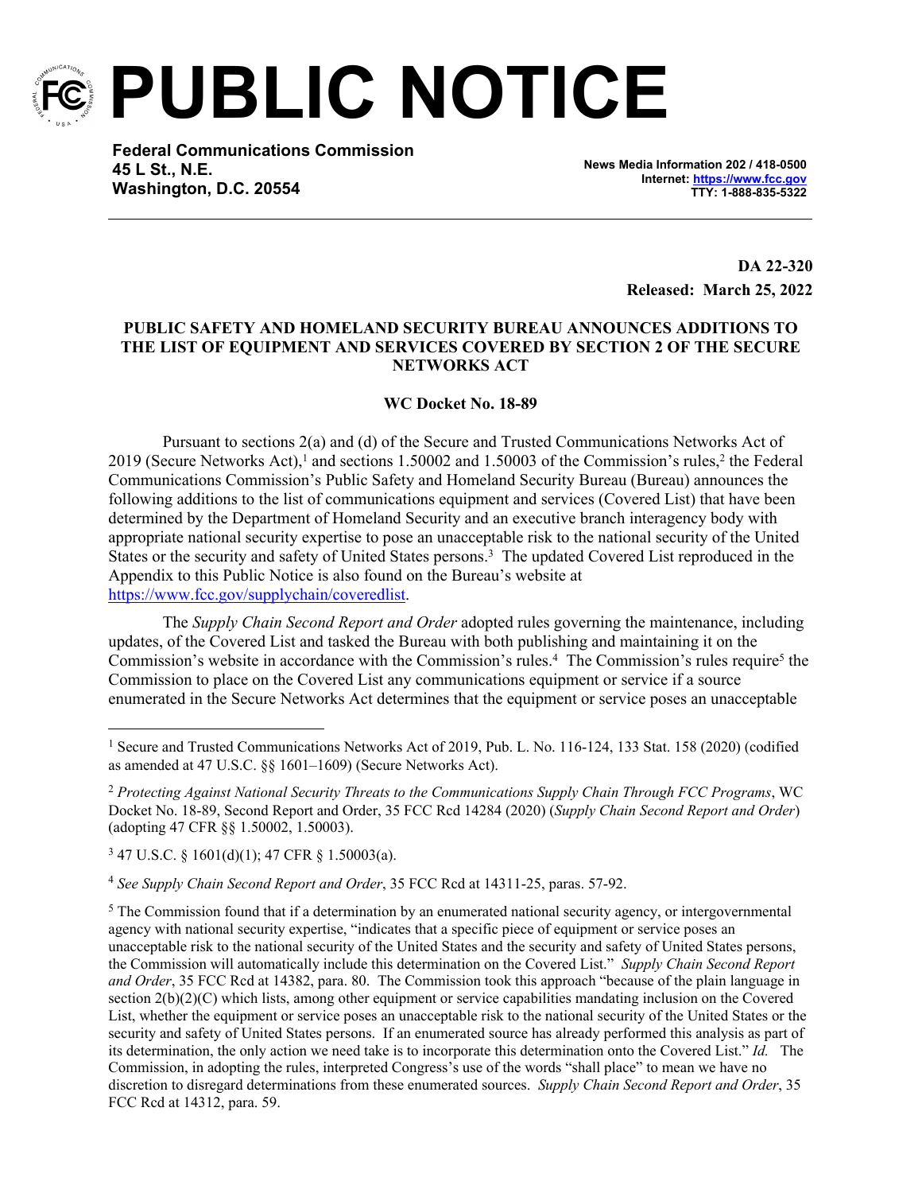# PUBLIC NOTICE

**Federal Communications Commission**
**45 L St., N.E.**
**Washington, D.C. 20554**

**News Media Information 202 / 418-0500**
**Internet: https://www.fcc.gov**
**TTY: 1-888-835-5322**

**DA 22-320**
**Released: March 25, 2022**

**PUBLIC SAFETY AND HOMELAND SECURITY BUREAU ANNOUNCES ADDITIONS TO THE LIST OF EQUIPMENT AND SERVICES COVERED BY SECTION 2 OF THE SECURE NETWORKS ACT**

**WC Docket No. 18-89**

Pursuant to sections 2(a) and (d) of the Secure and Trusted Communications Networks Act of 2019 (Secure Networks Act),[1] and sections 1.50002 and 1.50003 of the Commission's rules,[2] the Federal Communications Commission's Public Safety and Homeland Security Bureau (Bureau) announces the following additions to the list of communications equipment and services (Covered List) that have been determined by the Department of Homeland Security and an executive branch interagency body with appropriate national security expertise to pose an unacceptable risk to the national security of the United States or the security and safety of United States persons.[3] The updated Covered List reproduced in the Appendix to this Public Notice is also found on the Bureau's website at https://www.fcc.gov/supplychain/coveredlist.

The *Supply Chain Second Report and Order* adopted rules governing the maintenance, including updates, of the Covered List and tasked the Bureau with both publishing and maintaining it on the Commission's website in accordance with the Commission's rules.[4] The Commission's rules require[5] the Commission to place on the Covered List any communications equipment or service if a source enumerated in the Secure Networks Act determines that the equipment or service poses an unacceptable

---

[1] Secure and Trusted Communications Networks Act of 2019, Pub. L. No. 116-124, 133 Stat. 158 (2020) (codified as amended at 47 U.S.C. §§ 1601–1609) (Secure Networks Act).

[2] *Protecting Against National Security Threats to the Communications Supply Chain Through FCC Programs*, WC Docket No. 18-89, Second Report and Order, 35 FCC Rcd 14284 (2020) (*Supply Chain Second Report and Order*) (adopting 47 CFR §§ 1.50002, 1.50003).

[3] 47 U.S.C. § 1601(d)(1); 47 CFR § 1.50003(a).

[4] *See Supply Chain Second Report and Order*, 35 FCC Rcd at 14311-25, paras. 57-92.

[5] The Commission found that if a determination by an enumerated national security agency, or intergovernmental agency with national security expertise, "indicates that a specific piece of equipment or service poses an unacceptable risk to the national security of the United States and the security and safety of United States persons, the Commission will automatically include this determination on the Covered List." *Supply Chain Second Report and Order*, 35 FCC Rcd at 14382, para. 80. The Commission took this approach "because of the plain language in section 2(b)(2)(C) which lists, among other equipment or service capabilities mandating inclusion on the Covered List, whether the equipment or service poses an unacceptable risk to the national security of the United States or the security and safety of United States persons. If an enumerated source has already performed this analysis as part of its determination, the only action we need take is to incorporate this determination onto the Covered List." *Id.* The Commission, in adopting the rules, interpreted Congress's use of the words "shall place" to mean we have no discretion to disregard determinations from these enumerated sources. *Supply Chain Second Report and Order*, 35 FCC Rcd at 14312, para. 59.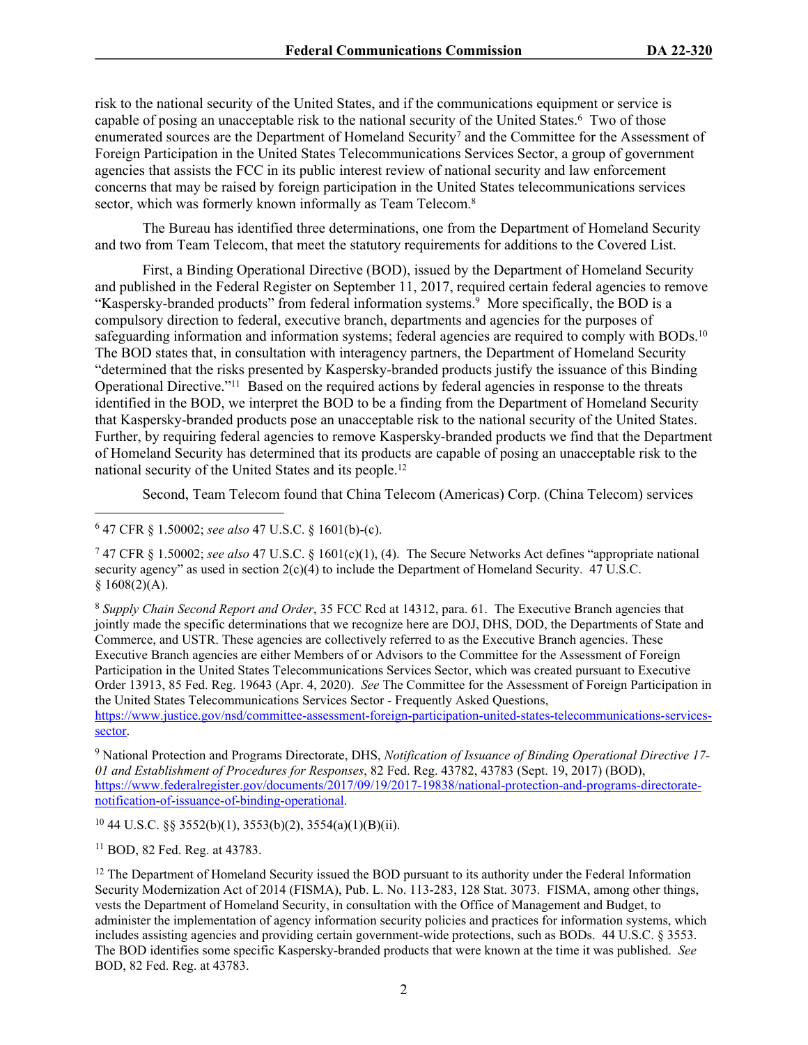risk to the national security of the United States, and if the communications equipment or service is capable of posing an unacceptable risk to the national security of the United States.[6] Two of those enumerated sources are the Department of Homeland Security[7] and the Committee for the Assessment of Foreign Participation in the United States Telecommunications Services Sector, a group of government agencies that assists the FCC in its public interest review of national security and law enforcement concerns that may be raised by foreign participation in the United States telecommunications services sector, which was formerly known informally as Team Telecom.[8]

The Bureau has identified three determinations, one from the Department of Homeland Security and two from Team Telecom, that meet the statutory requirements for additions to the Covered List.

First, a Binding Operational Directive (BOD), issued by the Department of Homeland Security and published in the Federal Register on September 11, 2017, required certain federal agencies to remove "Kaspersky-branded products" from federal information systems.[9] More specifically, the BOD is a compulsory direction to federal, executive branch, departments and agencies for the purposes of safeguarding information and information systems; federal agencies are required to comply with BODs.[10] The BOD states that, in consultation with interagency partners, the Department of Homeland Security "determined that the risks presented by Kaspersky-branded products justify the issuance of this Binding Operational Directive."[11] Based on the required actions by federal agencies in response to the threats identified in the BOD, we interpret the BOD to be a finding from the Department of Homeland Security that Kaspersky-branded products pose an unacceptable risk to the national security of the United States. Further, by requiring federal agencies to remove Kaspersky-branded products we find that the Department of Homeland Security has determined that its products are capable of posing an unacceptable risk to the national security of the United States and its people.[12]

Second, Team Telecom found that China Telecom (Americas) Corp. (China Telecom) services

---

[6] 47 CFR § 1.50002; *see also* 47 U.S.C. § 1601(b)-(c).

[7] 47 CFR § 1.50002; *see also* 47 U.S.C. § 1601(c)(1), (4). The Secure Networks Act defines "appropriate national security agency" as used in section 2(c)(4) to include the Department of Homeland Security. 47 U.S.C. § 1608(2)(A).

[8] *Supply Chain Second Report and Order*, 35 FCC Rcd at 14312, para. 61. The Executive Branch agencies that jointly made the specific determinations that we recognize here are DOJ, DHS, DOD, the Departments of State and Commerce, and USTR. These agencies are collectively referred to as the Executive Branch agencies. These Executive Branch agencies are either Members of or Advisors to the Committee for the Assessment of Foreign Participation in the United States Telecommunications Services Sector, which was created pursuant to Executive Order 13913, 85 Fed. Reg. 19643 (Apr. 4, 2020). *See* The Committee for the Assessment of Foreign Participation in the United States Telecommunications Services Sector - Frequently Asked Questions, https://www.justice.gov/nsd/committee-assessment-foreign-participation-united-states-telecommunications-services-sector.

[9] National Protection and Programs Directorate, DHS, *Notification of Issuance of Binding Operational Directive 17-01 and Establishment of Procedures for Responses*, 82 Fed. Reg. 43782, 43783 (Sept. 19, 2017) (BOD), https://www.federalregister.gov/documents/2017/09/19/2017-19838/national-protection-and-programs-directorate-notification-of-issuance-of-binding-operational.

[10] 44 U.S.C. §§ 3552(b)(1), 3553(b)(2), 3554(a)(1)(B)(ii).

[11] BOD, 82 Fed. Reg. at 43783.

[12] The Department of Homeland Security issued the BOD pursuant to its authority under the Federal Information Security Modernization Act of 2014 (FISMA), Pub. L. No. 113-283, 128 Stat. 3073. FISMA, among other things, vests the Department of Homeland Security, in consultation with the Office of Management and Budget, to administer the implementation of agency information security policies and practices for information systems, which includes assisting agencies and providing certain government-wide protections, such as BODs. 44 U.S.C. § 3553. The BOD identifies some specific Kaspersky-branded products that were known at the time it was published. *See* BOD, 82 Fed. Reg. at 43783.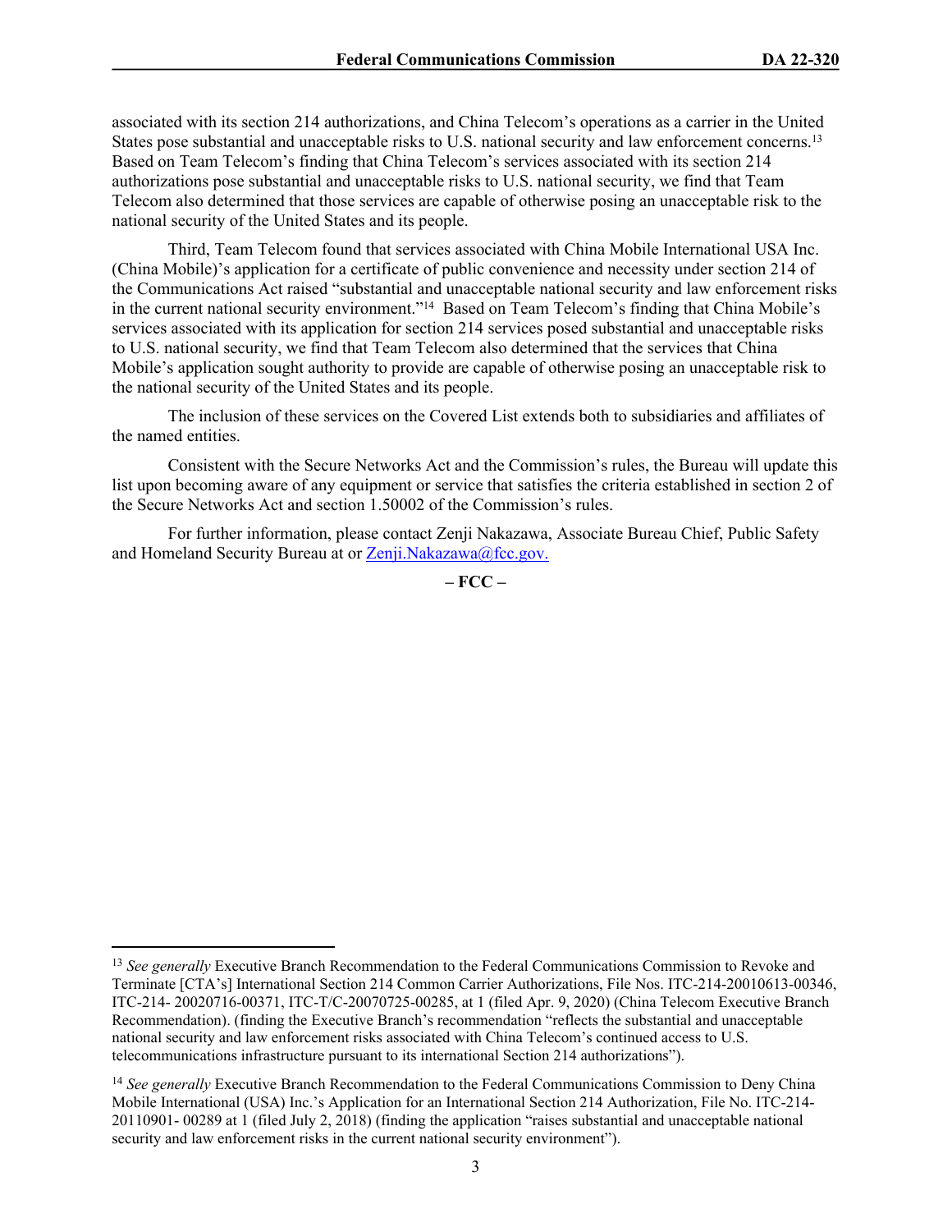associated with its section 214 authorizations, and China Telecom's operations as a carrier in the United States pose substantial and unacceptable risks to U.S. national security and law enforcement concerns.[13] Based on Team Telecom's finding that China Telecom's services associated with its section 214 authorizations pose substantial and unacceptable risks to U.S. national security, we find that Team Telecom also determined that those services are capable of otherwise posing an unacceptable risk to the national security of the United States and its people.

Third, Team Telecom found that services associated with China Mobile International USA Inc. (China Mobile)'s application for a certificate of public convenience and necessity under section 214 of the Communications Act raised "substantial and unacceptable national security and law enforcement risks in the current national security environment."[14] Based on Team Telecom's finding that China Mobile's services associated with its application for section 214 services posed substantial and unacceptable risks to U.S. national security, we find that Team Telecom also determined that the services that China Mobile's application sought authority to provide are capable of otherwise posing an unacceptable risk to the national security of the United States and its people.

The inclusion of these services on the Covered List extends both to subsidiaries and affiliates of the named entities.

Consistent with the Secure Networks Act and the Commission's rules, the Bureau will update this list upon becoming aware of any equipment or service that satisfies the criteria established in section 2 of the Secure Networks Act and section 1.50002 of the Commission's rules.

For further information, please contact Zenji Nakazawa, Associate Bureau Chief, Public Safety and Homeland Security Bureau at or Zenji.Nakazawa@fcc.gov.

**– FCC –**

---

[13] *See generally* Executive Branch Recommendation to the Federal Communications Commission to Revoke and Terminate [CTA's] International Section 214 Common Carrier Authorizations, File Nos. ITC-214-20010613-00346, ITC-214- 20020716-00371, ITC-T/C-20070725-00285, at 1 (filed Apr. 9, 2020) (China Telecom Executive Branch Recommendation). (finding the Executive Branch's recommendation "reflects the substantial and unacceptable national security and law enforcement risks associated with China Telecom's continued access to U.S. telecommunications infrastructure pursuant to its international Section 214 authorizations").

[14] *See generally* Executive Branch Recommendation to the Federal Communications Commission to Deny China Mobile International (USA) Inc.'s Application for an International Section 214 Authorization, File No. ITC-214-20110901- 00289 at 1 (filed July 2, 2018) (finding the application "raises substantial and unacceptable national security and law enforcement risks in the current national security environment").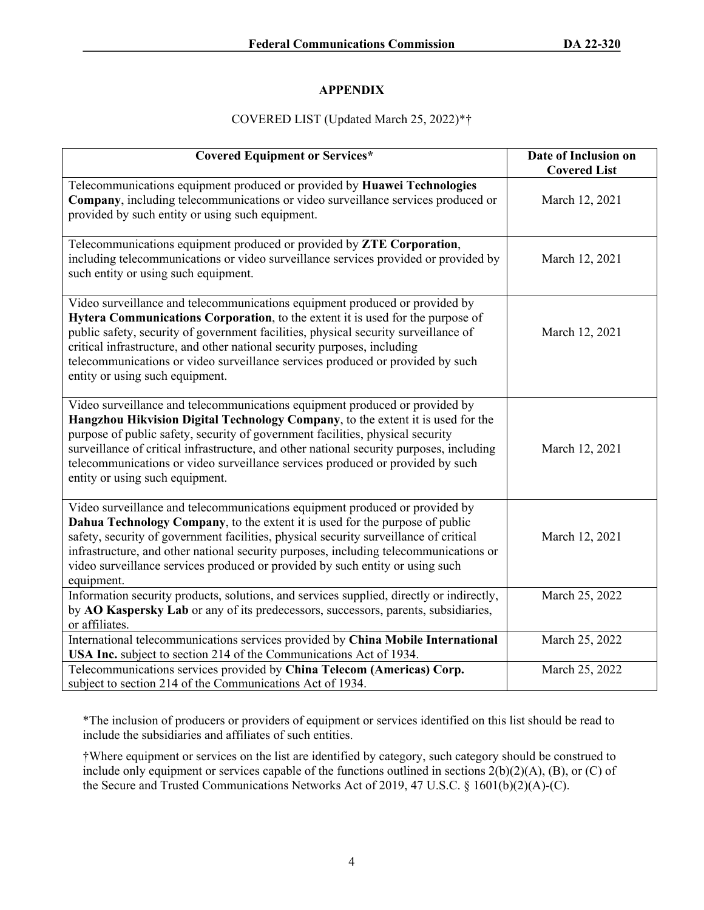# APPENDIX

COVERED LIST (Updated March 25, 2022)*†

| Covered Equipment or Services* | Date of Inclusion on Covered List |
|---|---|
| Telecommunications equipment produced or provided by **Huawei Technologies Company**, including telecommunications or video surveillance services produced or provided by such entity or using such equipment. | March 12, 2021 |
| Telecommunications equipment produced or provided by **ZTE Corporation**, including telecommunications or video surveillance services provided or provided by such entity or using such equipment. | March 12, 2021 |
| Video surveillance and telecommunications equipment produced or provided by **Hytera Communications Corporation**, to the extent it is used for the purpose of public safety, security of government facilities, physical security surveillance of critical infrastructure, and other national security purposes, including telecommunications or video surveillance services produced or provided by such entity or using such equipment. | March 12, 2021 |
| Video surveillance and telecommunications equipment produced or provided by **Hangzhou Hikvision Digital Technology Company**, to the extent it is used for the purpose of public safety, security of government facilities, physical security surveillance of critical infrastructure, and other national security purposes, including telecommunications or video surveillance services produced or provided by such entity or using such equipment. | March 12, 2021 |
| Video surveillance and telecommunications equipment produced or provided by **Dahua Technology Company**, to the extent it is used for the purpose of public safety, security of government facilities, physical security surveillance of critical infrastructure, and other national security purposes, including telecommunications or video surveillance services produced or provided by such entity or using such equipment. | March 12, 2021 |
| Information security products, solutions, and services supplied, directly or indirectly, by **AO Kaspersky Lab** or any of its predecessors, successors, parents, subsidiaries, or affiliates. | March 25, 2022 |
| International telecommunications services provided by **China Mobile International USA Inc.** subject to section 214 of the Communications Act of 1934. | March 25, 2022 |
| Telecommunications services provided by **China Telecom (Americas) Corp.** subject to section 214 of the Communications Act of 1934. | March 25, 2022 |

*The inclusion of producers or providers of equipment or services identified on this list should be read to include the subsidiaries and affiliates of such entities.

†Where equipment or services on the list are identified by category, such category should be construed to include only equipment or services capable of the functions outlined in sections 2(b)(2)(A), (B), or (C) of the Secure and Trusted Communications Networks Act of 2019, 47 U.S.C. § 1601(b)(2)(A)-(C).